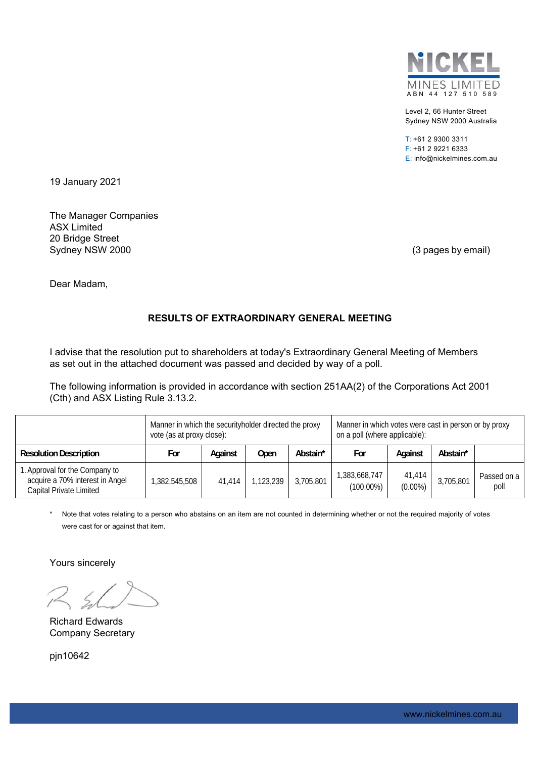**NICKEL MINES LIMITED**
ABN 44 127 510 589

Level 2, 66 Hunter Street
Sydney NSW 2000 Australia

T: +61 2 9300 3311
F: +61 2 9221 6333
E: info@nickelmines.com.au

19 January 2021

The Manager Companies
ASX Limited
20 Bridge Street
Sydney NSW 2000

(3 pages by email)

Dear Madam,

## RESULTS OF EXTRAORDINARY GENERAL MEETING

I advise that the resolution put to shareholders at today's Extraordinary General Meeting of Members as set out in the attached document was passed and decided by way of a poll.

The following information is provided in accordance with section 251AA(2) of the Corporations Act 2001 (Cth) and ASX Listing Rule 3.13.2.

| | Manner in which the securityholder directed the proxy vote (as at proxy close): | | | | Manner in which votes were cast in person or by proxy on a poll (where applicable): | | | |
|---|---|---|---|---|---|---|---|---|
| **Resolution Description** | **For** | **Against** | **Open** | **Abstain*** | **For** | **Against** | **Abstain*** | |
| 1. Approval for the Company to acquire a 70% interest in Angel Capital Private Limited | 1,382,545,508 | 41,414 | 1,123,239 | 3,705,801 | 1,383,668,747 (100.00%) | 41,414 (0.00%) | 3,705,801 | Passed on a poll |

\* Note that votes relating to a person who abstains on an item are not counted in determining whether or not the required majority of votes were cast for or against that item.

Yours sincerely

Richard Edwards
Company Secretary

pjn10642

www.nickelmines.com.au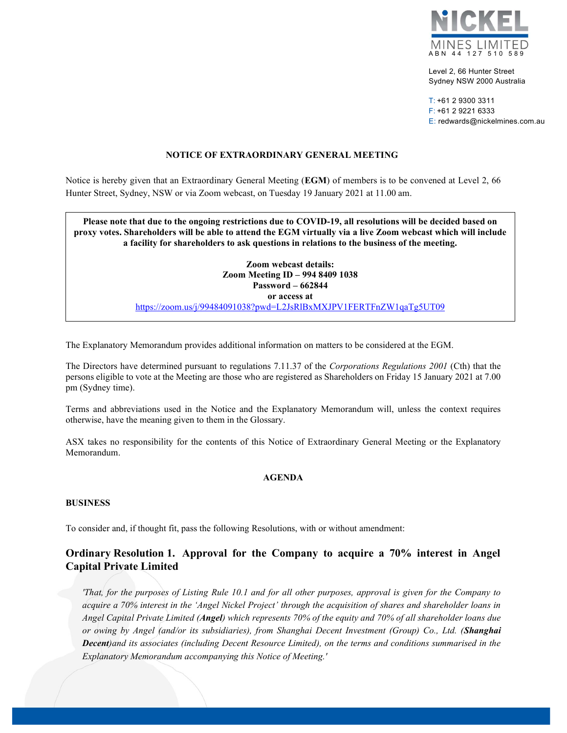Level 2, 66 Hunter Street
Sydney NSW 2000 Australia

T: +61 2 9300 3311
F: +61 2 9221 6333
E: redwards@nickelmines.com.au

**NOTICE OF EXTRAORDINARY GENERAL MEETING**

Notice is hereby given that an Extraordinary General Meeting (**EGM**) of members is to be convened at Level 2, 66 Hunter Street, Sydney, NSW or via Zoom webcast, on Tuesday 19 January 2021 at 11.00 am.

**Please note that due to the ongoing restrictions due to COVID-19, all resolutions will be decided based on proxy votes. Shareholders will be able to attend the EGM virtually via a live Zoom webcast which will include a facility for shareholders to ask questions in relations to the business of the meeting.**

**Zoom webcast details:**
**Zoom Meeting ID – 994 8409 1038**
**Password – 662844**
**or access at**
https://zoom.us/j/99484091038?pwd=L2JsRlBxMXJPV1FERTFnZW1qaTg5UT09

The Explanatory Memorandum provides additional information on matters to be considered at the EGM.

The Directors have determined pursuant to regulations 7.11.37 of the *Corporations Regulations 2001* (Cth) that the persons eligible to vote at the Meeting are those who are registered as Shareholders on Friday 15 January 2021 at 7.00 pm (Sydney time).

Terms and abbreviations used in the Notice and the Explanatory Memorandum will, unless the context requires otherwise, have the meaning given to them in the Glossary.

ASX takes no responsibility for the contents of this Notice of Extraordinary General Meeting or the Explanatory Memorandum.

**AGENDA**

**BUSINESS**

To consider and, if thought fit, pass the following Resolutions, with or without amendment:

## Ordinary Resolution 1. Approval for the Company to acquire a 70% interest in Angel Capital Private Limited

*'That, for the purposes of Listing Rule 10.1 and for all other purposes, approval is given for the Company to acquire a 70% interest in the 'Angel Nickel Project' through the acquisition of shares and shareholder loans in Angel Capital Private Limited (**Angel**) which represents 70% of the equity and 70% of all shareholder loans due or owing by Angel (and/or its subsidiaries), from Shanghai Decent Investment (Group) Co., Ltd. (**Shanghai Decent**)and its associates (including Decent Resource Limited), on the terms and conditions summarised in the Explanatory Memorandum accompanying this Notice of Meeting.'*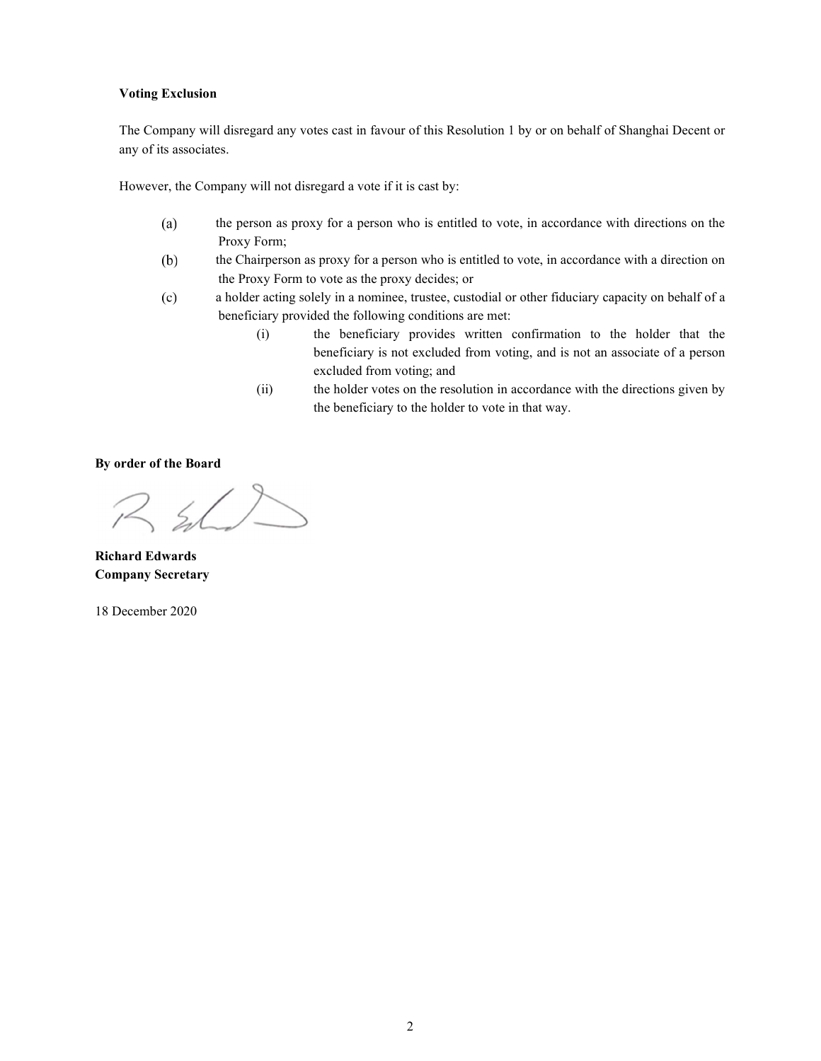**Voting Exclusion**

The Company will disregard any votes cast in favour of this Resolution 1 by or on behalf of Shanghai Decent or any of its associates.

However, the Company will not disregard a vote if it is cast by:

(a) the person as proxy for a person who is entitled to vote, in accordance with directions on the Proxy Form;

(b) the Chairperson as proxy for a person who is entitled to vote, in accordance with a direction on the Proxy Form to vote as the proxy decides; or

(c) a holder acting solely in a nominee, trustee, custodial or other fiduciary capacity on behalf of a beneficiary provided the following conditions are met:

   (i) the beneficiary provides written confirmation to the holder that the beneficiary is not excluded from voting, and is not an associate of a person excluded from voting; and

   (ii) the holder votes on the resolution in accordance with the directions given by the beneficiary to the holder to vote in that way.

**By order of the Board**

**Richard Edwards**
**Company Secretary**

18 December 2020